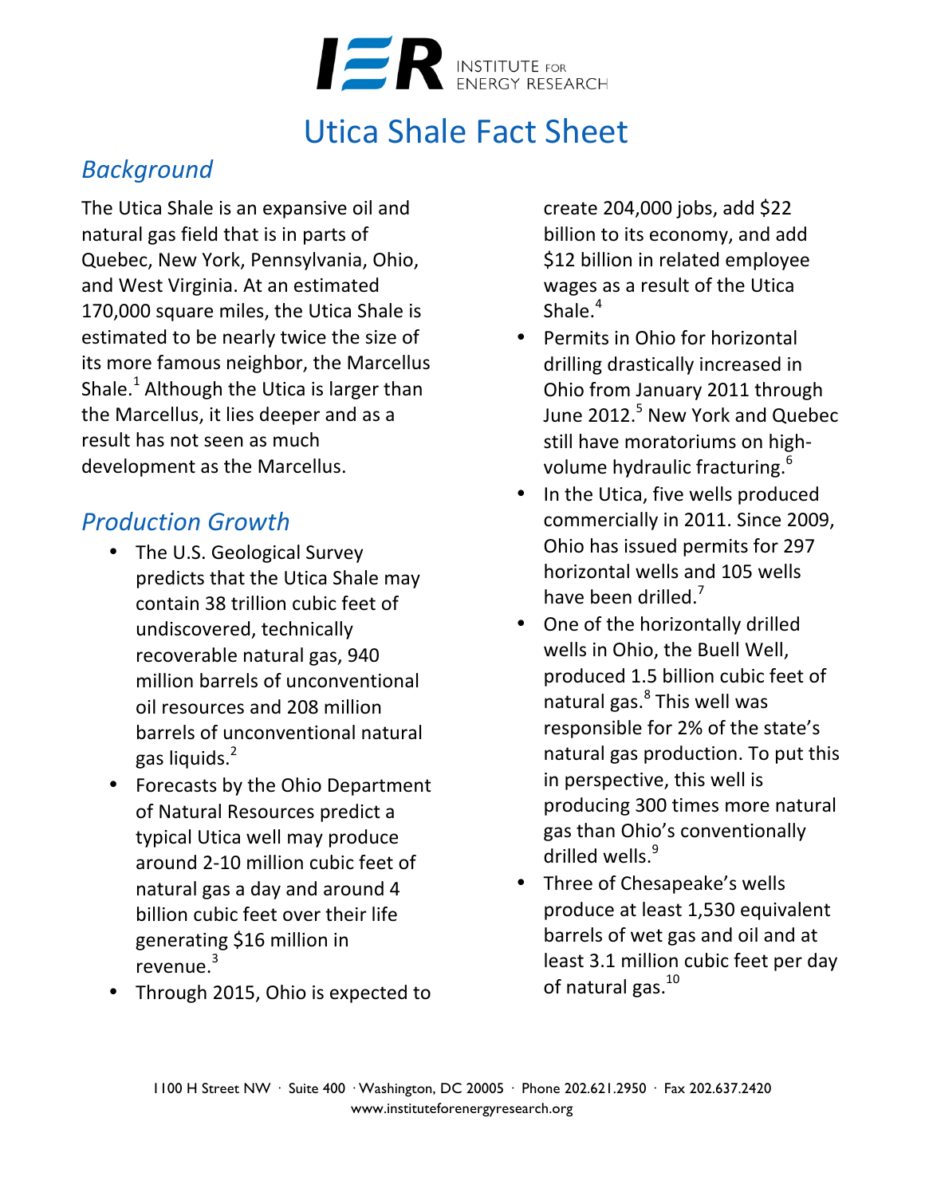# Utica Shale Fact Sheet

## *Background*

The Utica Shale is an expansive oil and natural gas field that is in parts of Quebec, New York, Pennsylvania, Ohio, and West Virginia. At an estimated 170,000 square miles, the Utica Shale is estimated to be nearly twice the size of its more famous neighbor, the Marcellus Shale.[1] Although the Utica is larger than the Marcellus, it lies deeper and as a result has not seen as much development as the Marcellus.

## *Production Growth*

- The U.S. Geological Survey predicts that the Utica Shale may contain 38 trillion cubic feet of undiscovered, technically recoverable natural gas, 940 million barrels of unconventional oil resources and 208 million barrels of unconventional natural gas liquids.[2]
- Forecasts by the Ohio Department of Natural Resources predict a typical Utica well may produce around 2-10 million cubic feet of natural gas a day and around 4 billion cubic feet over their life generating $16 million in revenue.[3]
- Through 2015, Ohio is expected to create 204,000 jobs, add $22 billion to its economy, and add $12 billion in related employee wages as a result of the Utica Shale.[4]
- Permits in Ohio for horizontal drilling drastically increased in Ohio from January 2011 through June 2012.[5] New York and Quebec still have moratoriums on high-volume hydraulic fracturing.[6]
- In the Utica, five wells produced commercially in 2011. Since 2009, Ohio has issued permits for 297 horizontal wells and 105 wells have been drilled.[7]
- One of the horizontally drilled wells in Ohio, the Buell Well, produced 1.5 billion cubic feet of natural gas.[8] This well was responsible for 2% of the state's natural gas production. To put this in perspective, this well is producing 300 times more natural gas than Ohio's conventionally drilled wells.[9]
- Three of Chesapeake's wells produce at least 1,530 equivalent barrels of wet gas and oil and at least 3.1 million cubic feet per day of natural gas.[10]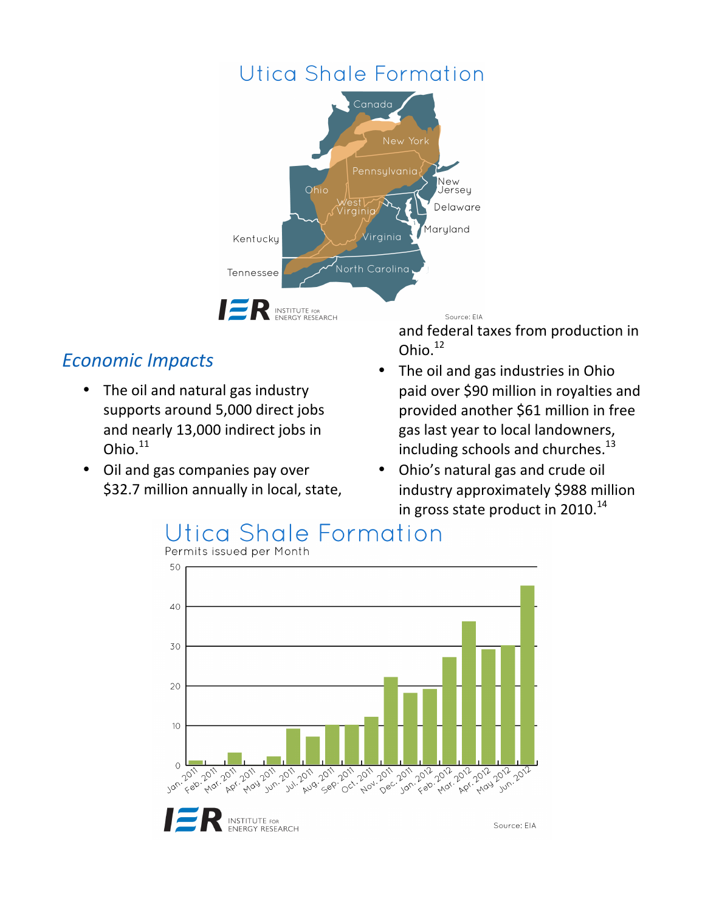## Utica Shale Formation

Canada, New York, Pennsylvania, Ohio, West Virginia, New Jersey, Delaware, Maryland, Kentucky, Virginia, Tennessee, North Carolina

IER INSTITUTE FOR ENERGY RESEARCH

Source: EIA

## *Economic Impacts*

- The oil and natural gas industry supports around 5,000 direct jobs and nearly 13,000 indirect jobs in Ohio.[11]
- Oil and gas companies pay over \$32.7 million annually in local, state, and federal taxes from production in Ohio.[12]
- The oil and gas industries in Ohio paid over \$90 million in royalties and provided another \$61 million in free gas last year to local landowners, including schools and churches.[13]
- Ohio's natural gas and crude oil industry approximately \$988 million in gross state product in 2010.[14]

## Utica Shale Formation

Permits issued per Month

| Month | Permits (approx.) |
|---|---|
| Jan. 2011 | 1 |
| Feb. 2011 | 0 |
| Mar. 2011 | 3 |
| Apr. 2011 | 0 |
| May 2011 | 2 |
| Jun. 2011 | 9 |
| Jul. 2011 | 7 |
| Aug. 2011 | 10 |
| Sep. 2011 | 10 |
| Oct. 2011 | 12 |
| Nov. 2011 | 22 |
| Dec. 2011 | 18 |
| Jan. 2012 | 19 |
| Feb. 2012 | 27 |
| Mar. 2012 | 36 |
| Apr. 2012 | 29 |
| May 2012 | 30 |
| Jun. 2012 | 45 |

IER INSTITUTE FOR ENERGY RESEARCH

Source: EIA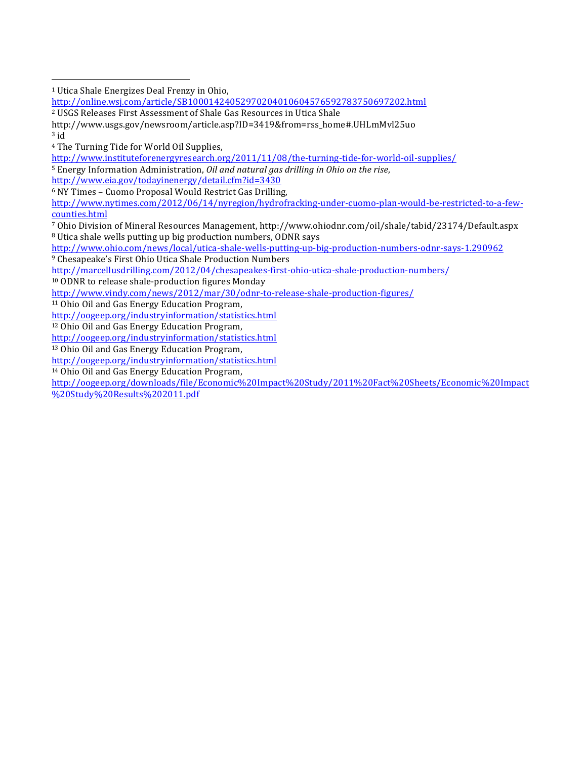[1] Utica Shale Energizes Deal Frenzy in Ohio, http://online.wsj.com/article/SB10001424052970204010604576592783750697202.html

[2] USGS Releases First Assessment of Shale Gas Resources in Utica Shale http://www.usgs.gov/newsroom/article.asp?ID=3419&from=rss_home#.UHLmMvl25uo

[3] id

[4] The Turning Tide for World Oil Supplies, http://www.instituteforenergyresearch.org/2011/11/08/the-turning-tide-for-world-oil-supplies/

[5] Energy Information Administration, *Oil and natural gas drilling in Ohio on the rise*, http://www.eia.gov/todayinenergy/detail.cfm?id=3430

[6] NY Times – Cuomo Proposal Would Restrict Gas Drilling, http://www.nytimes.com/2012/06/14/nyregion/hydrofracking-under-cuomo-plan-would-be-restricted-to-a-few-counties.html

[7] Ohio Division of Mineral Resources Management, http://www.ohiodnr.com/oil/shale/tabid/23174/Default.aspx

[8] Utica shale wells putting up big production numbers, ODNR says http://www.ohio.com/news/local/utica-shale-wells-putting-up-big-production-numbers-odnr-says-1.290962

[9] Chesapeake's First Ohio Utica Shale Production Numbers http://marcellusdrilling.com/2012/04/chesapeakes-first-ohio-utica-shale-production-numbers/

[10] ODNR to release shale-production figures Monday http://www.vindy.com/news/2012/mar/30/odnr-to-release-shale-production-figures/

[11] Ohio Oil and Gas Energy Education Program, http://oogeep.org/industryinformation/statistics.html

[12] Ohio Oil and Gas Energy Education Program, http://oogeep.org/industryinformation/statistics.html

[13] Ohio Oil and Gas Energy Education Program, http://oogeep.org/industryinformation/statistics.html

[14] Ohio Oil and Gas Energy Education Program, http://oogeep.org/downloads/file/Economic%20Impact%20Study/2011%20Fact%20Sheets/Economic%20Impact%20Study%20Results%202011.pdf